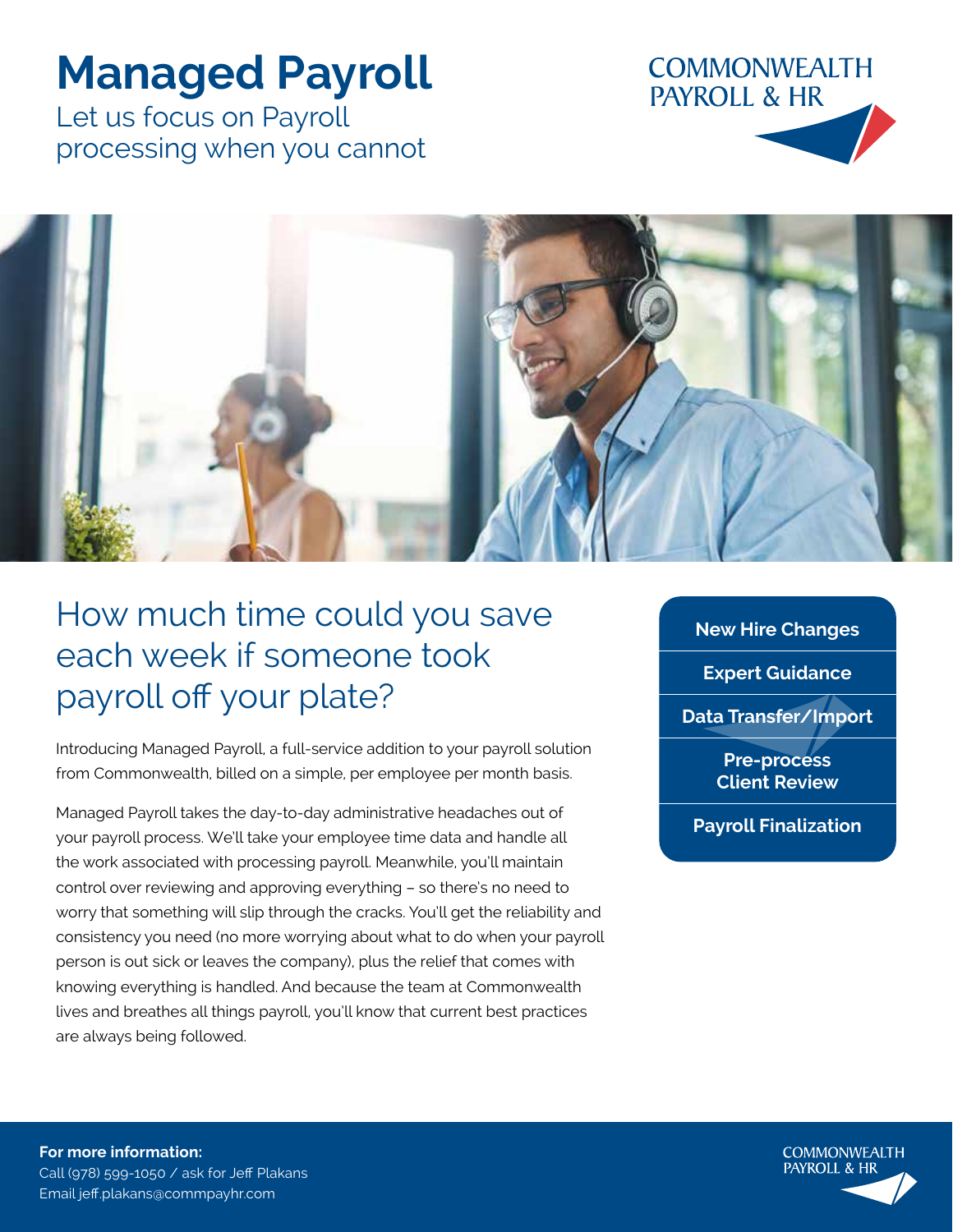# Managed Payroll

Let us focus on Payroll processing when you cannot

COMMONWEALTH PAYROLL & HR

## How much time could you save each week if someone took payroll off your plate?

Introducing Managed Payroll, a full-service addition to your payroll solution from Commonwealth, billed on a simple, per employee per month basis.

Managed Payroll takes the day-to-day administrative headaches out of your payroll process. We'll take your employee time data and handle all the work associated with processing payroll. Meanwhile, you'll maintain control over reviewing and approving everything – so there's no need to worry that something will slip through the cracks. You'll get the reliability and consistency you need (no more worrying about what to do when your payroll person is out sick or leaves the company), plus the relief that comes with knowing everything is handled. And because the team at Commonwealth lives and breathes all things payroll, you'll know that current best practices are always being followed.

- **New Hire Changes**
- **Expert Guidance**
- **Data Transfer/Import**
- **Pre-process Client Review**
- **Payroll Finalization**

**For more information:**
Call (978) 599-1050 / ask for Jeff Plakans
Email jeff.plakans@commpayhr.com

COMMONWEALTH PAYROLL & HR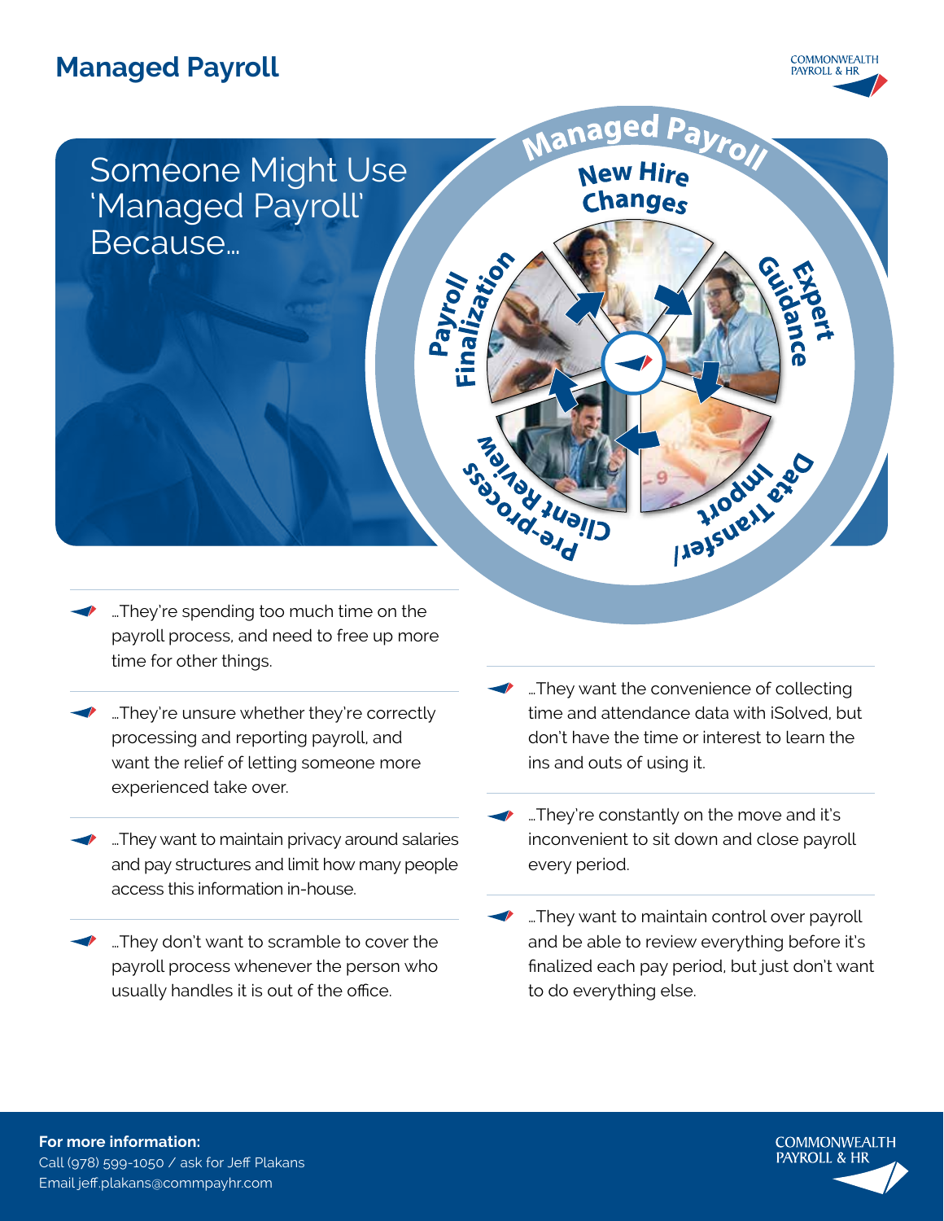# Managed Payroll

## Someone Might Use 'Managed Payroll' Because...

Managed Payroll

New Hire Changes

Expert Guidance

Data Transfer/ Import

Pre-Process Client Review

Payroll Finalization

- ...They're spending too much time on the payroll process, and need to free up more time for other things.
- ...They're unsure whether they're correctly processing and reporting payroll, and want the relief of letting someone more experienced take over.
- ...They want to maintain privacy around salaries and pay structures and limit how many people access this information in-house.
- ...They don't want to scramble to cover the payroll process whenever the person who usually handles it is out of the office.
- ...They want the convenience of collecting time and attendance data with iSolved, but don't have the time or interest to learn the ins and outs of using it.
- ...They're constantly on the move and it's inconvenient to sit down and close payroll every period.
- ...They want to maintain control over payroll and be able to review everything before it's finalized each pay period, but just don't want to do everything else.

**For more information:**
Call (978) 599-1050 / ask for Jeff Plakans
Email jeff.plakans@commpayhr.com

COMMONWEALTH PAYROLL & HR